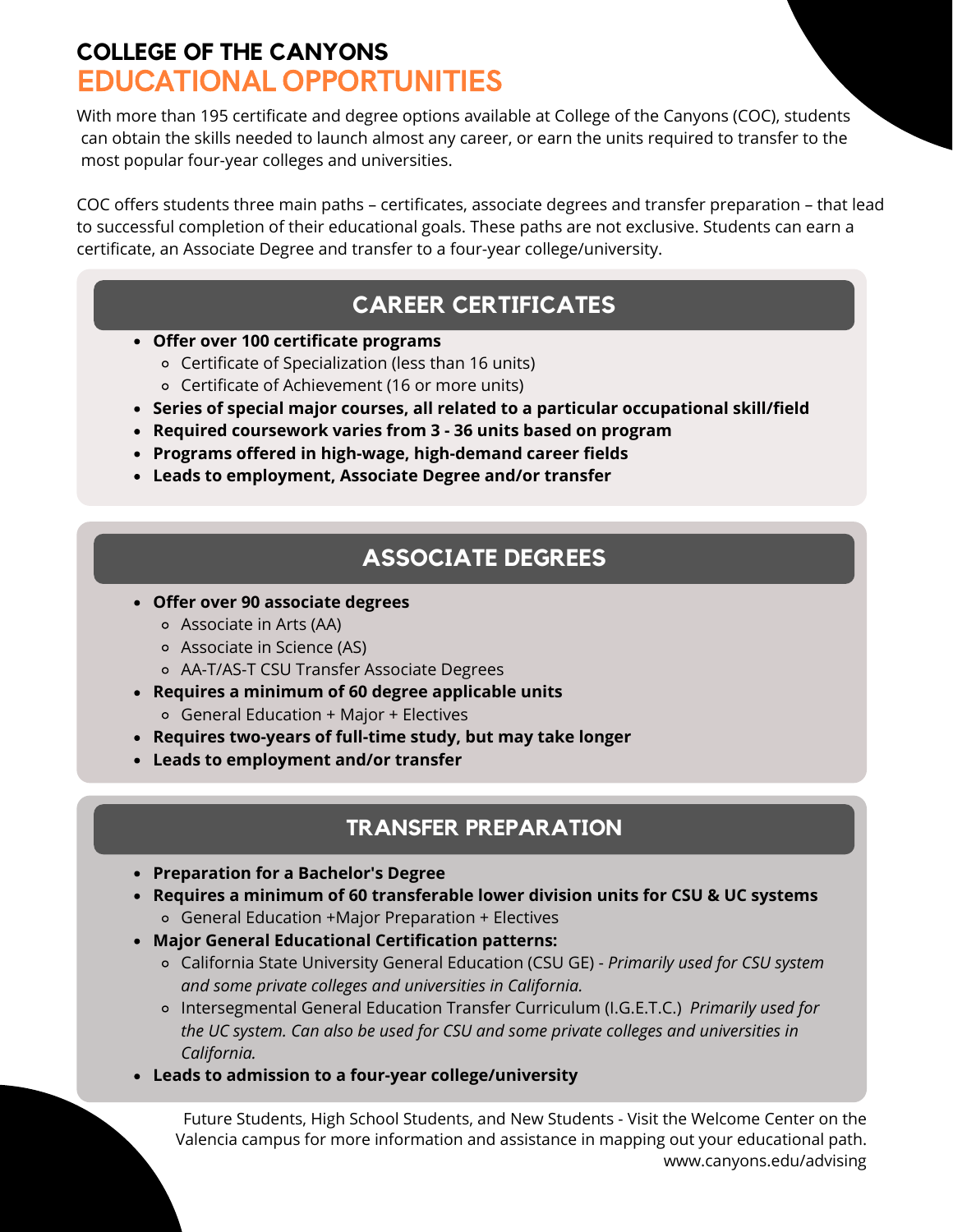# COLLEGE OF THE CANYONS

# EDUCATIONAL OPPORTUNITIES

With more than 195 certificate and degree options available at College of the Canyons (COC), students can obtain the skills needed to launch almost any career, or earn the units required to transfer to the most popular four-year colleges and universities.

COC offers students three main paths – certificates, associate degrees and transfer preparation – that lead to successful completion of their educational goals. These paths are not exclusive. Students can earn a certificate, an Associate Degree and transfer to a four-year college/university.

## CAREER CERTIFICATES

- **Offer over 100 certificate programs**
  - Certificate of Specialization (less than 16 units)
  - Certificate of Achievement (16 or more units)
- **Series of special major courses, all related to a particular occupational skill/field**
- **Required coursework varies from 3 - 36 units based on program**
- **Programs offered in high-wage, high-demand career fields**
- **Leads to employment, Associate Degree and/or transfer**

## ASSOCIATE DEGREES

- **Offer over 90 associate degrees**
  - Associate in Arts (AA)
  - Associate in Science (AS)
  - AA-T/AS-T CSU Transfer Associate Degrees
- **Requires a minimum of 60 degree applicable units**
  - General Education + Major + Electives
- **Requires two-years of full-time study, but may take longer**
- **Leads to employment and/or transfer**

## TRANSFER PREPARATION

- **Preparation for a Bachelor's Degree**
- **Requires a minimum of 60 transferable lower division units for CSU & UC systems**
  - General Education +Major Preparation + Electives
- **Major General Educational Certification patterns:**
  - California State University General Education (CSU GE) - *Primarily used for CSU system and some private colleges and universities in California.*
  - Intersegmental General Education Transfer Curriculum (I.G.E.T.C.) *Primarily used for the UC system. Can also be used for CSU and some private colleges and universities in California.*
- **Leads to admission to a four-year college/university**

Future Students, High School Students, and New Students - Visit the Welcome Center on the Valencia campus for more information and assistance in mapping out your educational path.
www.canyons.edu/advising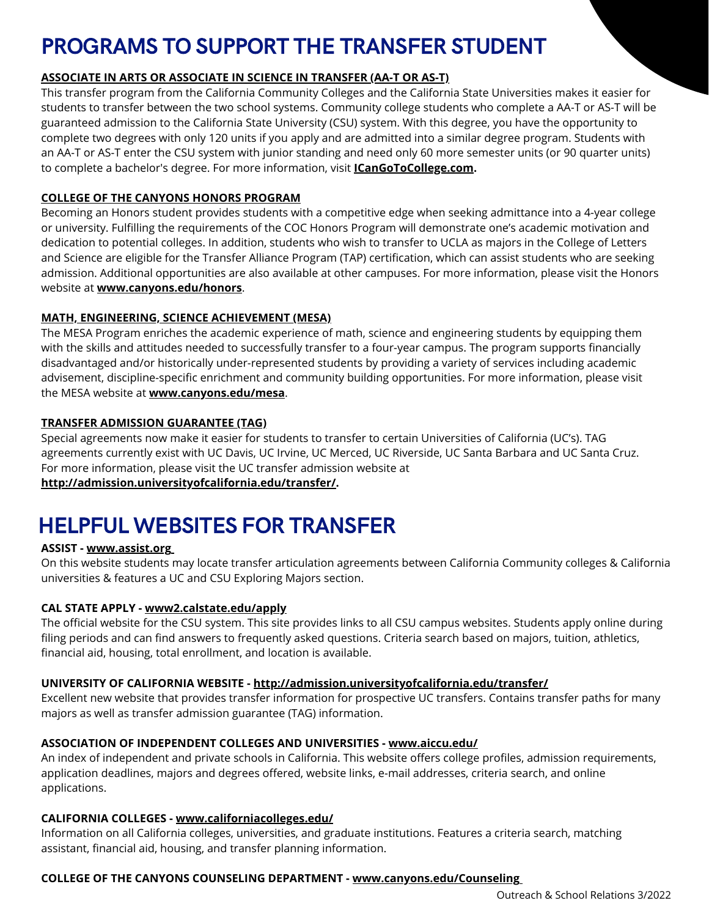# PROGRAMS TO SUPPORT THE TRANSFER STUDENT

**ASSOCIATE IN ARTS OR ASSOCIATE IN SCIENCE IN TRANSFER (AA-T OR AS-T)**

This transfer program from the California Community Colleges and the California State Universities makes it easier for students to transfer between the two school systems. Community college students who complete a AA-T or AS-T will be guaranteed admission to the California State University (CSU) system. With this degree, you have the opportunity to complete two degrees with only 120 units if you apply and are admitted into a similar degree program. Students with an AA-T or AS-T enter the CSU system with junior standing and need only 60 more semester units (or 90 quarter units) to complete a bachelor's degree. For more information, visit **ICanGoToCollege.com.**

**COLLEGE OF THE CANYONS HONORS PROGRAM**

Becoming an Honors student provides students with a competitive edge when seeking admittance into a 4-year college or university. Fulfilling the requirements of the COC Honors Program will demonstrate one's academic motivation and dedication to potential colleges. In addition, students who wish to transfer to UCLA as majors in the College of Letters and Science are eligible for the Transfer Alliance Program (TAP) certification, which can assist students who are seeking admission. Additional opportunities are also available at other campuses. For more information, please visit the Honors website at **www.canyons.edu/honors**.

**MATH, ENGINEERING, SCIENCE ACHIEVEMENT (MESA)**

The MESA Program enriches the academic experience of math, science and engineering students by equipping them with the skills and attitudes needed to successfully transfer to a four-year campus. The program supports financially disadvantaged and/or historically under-represented students by providing a variety of services including academic advisement, discipline-specific enrichment and community building opportunities. For more information, please visit the MESA website at **www.canyons.edu/mesa**.

**TRANSFER ADMISSION GUARANTEE (TAG)**

Special agreements now make it easier for students to transfer to certain Universities of California (UC's). TAG agreements currently exist with UC Davis, UC Irvine, UC Merced, UC Riverside, UC Santa Barbara and UC Santa Cruz. For more information, please visit the UC transfer admission website at **http://admission.universityofcalifornia.edu/transfer/.**

# HELPFUL WEBSITES FOR TRANSFER

**ASSIST - www.assist.org**

On this website students may locate transfer articulation agreements between California Community colleges & California universities & features a UC and CSU Exploring Majors section.

**CAL STATE APPLY - www2.calstate.edu/apply**

The official website for the CSU system. This site provides links to all CSU campus websites. Students apply online during filing periods and can find answers to frequently asked questions. Criteria search based on majors, tuition, athletics, financial aid, housing, total enrollment, and location is available.

**UNIVERSITY OF CALIFORNIA WEBSITE - http://admission.universityofcalifornia.edu/transfer/**

Excellent new website that provides transfer information for prospective UC transfers. Contains transfer paths for many majors as well as transfer admission guarantee (TAG) information.

**ASSOCIATION OF INDEPENDENT COLLEGES AND UNIVERSITIES - www.aiccu.edu/**

An index of independent and private schools in California. This website offers college profiles, admission requirements, application deadlines, majors and degrees offered, website links, e-mail addresses, criteria search, and online applications.

**CALIFORNIA COLLEGES - www.californiacolleges.edu/**

Information on all California colleges, universities, and graduate institutions. Features a criteria search, matching assistant, financial aid, housing, and transfer planning information.

**COLLEGE OF THE CANYONS COUNSELING DEPARTMENT - www.canyons.edu/Counseling**

Outreach & School Relations 3/2022